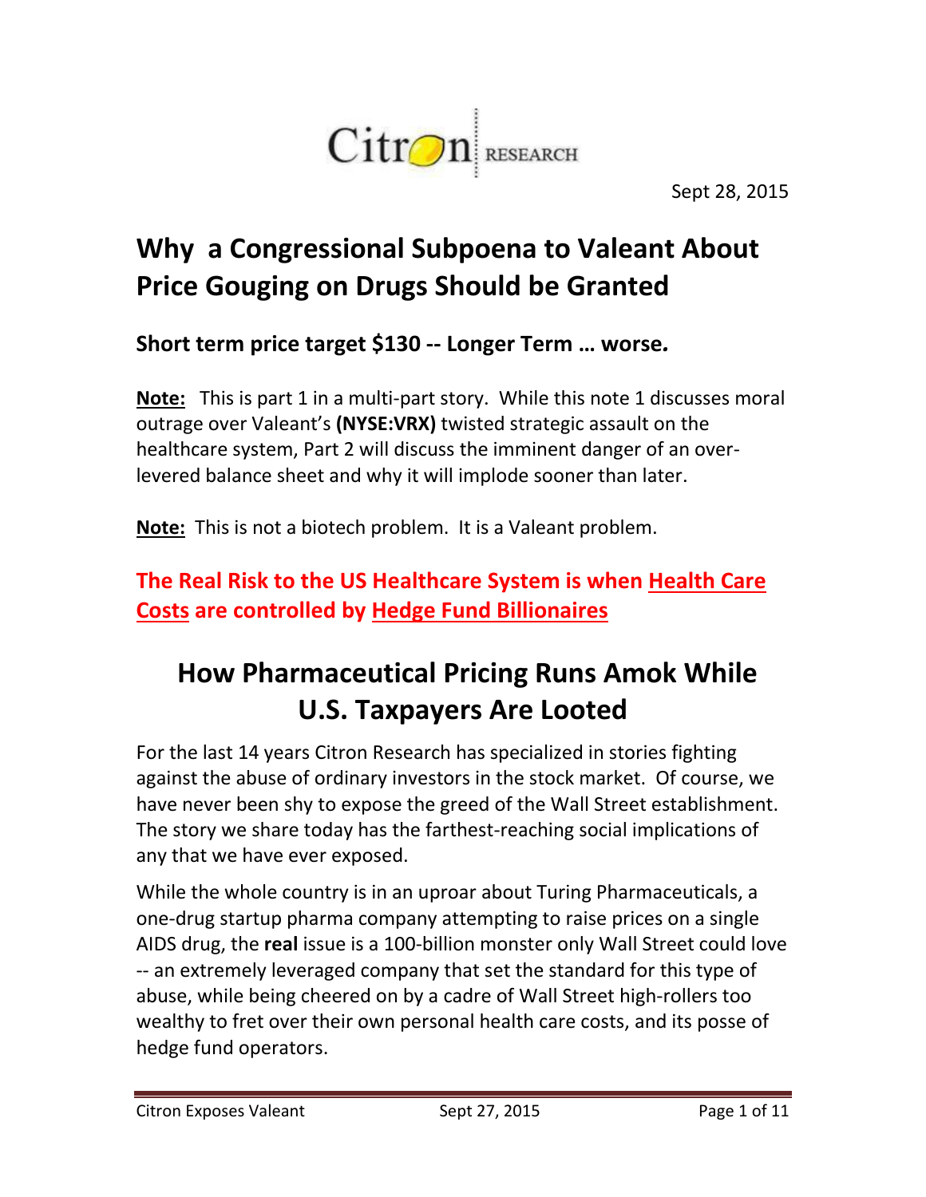Citron RESEARCH

Sept 28, 2015

# Why a Congressional Subpoena to Valeant About Price Gouging on Drugs Should be Granted

### Short term price target $130 -- Longer Term … worse.

**Note:** This is part 1 in a multi-part story. While this note 1 discusses moral outrage over Valeant's **(NYSE:VRX)** twisted strategic assault on the healthcare system, Part 2 will discuss the imminent danger of an over-levered balance sheet and why it will implode sooner than later.

**Note:** This is not a biotech problem. It is a Valeant problem.

### The Real Risk to the US Healthcare System is when Health Care Costs are controlled by Hedge Fund Billionaires

## How Pharmaceutical Pricing Runs Amok While U.S. Taxpayers Are Looted

For the last 14 years Citron Research has specialized in stories fighting against the abuse of ordinary investors in the stock market. Of course, we have never been shy to expose the greed of the Wall Street establishment. The story we share today has the farthest-reaching social implications of any that we have ever exposed.

While the whole country is in an uproar about Turing Pharmaceuticals, a one-drug startup pharma company attempting to raise prices on a single AIDS drug, the **real** issue is a 100-billion monster only Wall Street could love -- an extremely leveraged company that set the standard for this type of abuse, while being cheered on by a cadre of Wall Street high-rollers too wealthy to fret over their own personal health care costs, and its posse of hedge fund operators.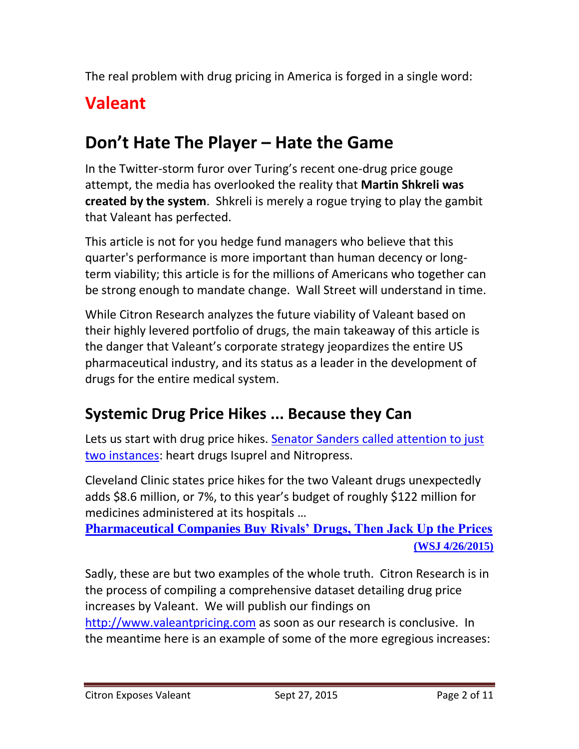The real problem with drug pricing in America is forged in a single word:

# Valeant

# Don't Hate The Player – Hate the Game

In the Twitter-storm furor over Turing's recent one-drug price gouge attempt, the media has overlooked the reality that **Martin Shkreli was created by the system**. Shkreli is merely a rogue trying to play the gambit that Valeant has perfected.

This article is not for you hedge fund managers who believe that this quarter's performance is more important than human decency or long-term viability; this article is for the millions of Americans who together can be strong enough to mandate change. Wall Street will understand in time.

While Citron Research analyzes the future viability of Valeant based on their highly levered portfolio of drugs, the main takeaway of this article is the danger that Valeant's corporate strategy jeopardizes the entire US pharmaceutical industry, and its status as a leader in the development of drugs for the entire medical system.

## Systemic Drug Price Hikes ... Because they Can

Lets us start with drug price hikes. [Senator Sanders called attention to just two instances](): heart drugs Isuprel and Nitropress.

Cleveland Clinic states price hikes for the two Valeant drugs unexpectedly adds $8.6 million, or 7%, to this year's budget of roughly $122 million for medicines administered at its hospitals …

**[Pharmaceutical Companies Buy Rivals' Drugs, Then Jack Up the Prices]()**
**[(WSJ 4/26/2015)]()**

Sadly, these are but two examples of the whole truth. Citron Research is in the process of compiling a comprehensive dataset detailing drug price increases by Valeant. We will publish our findings on [http://www.valeantpricing.com](http://www.valeantpricing.com) as soon as our research is conclusive. In the meantime here is an example of some of the more egregious increases: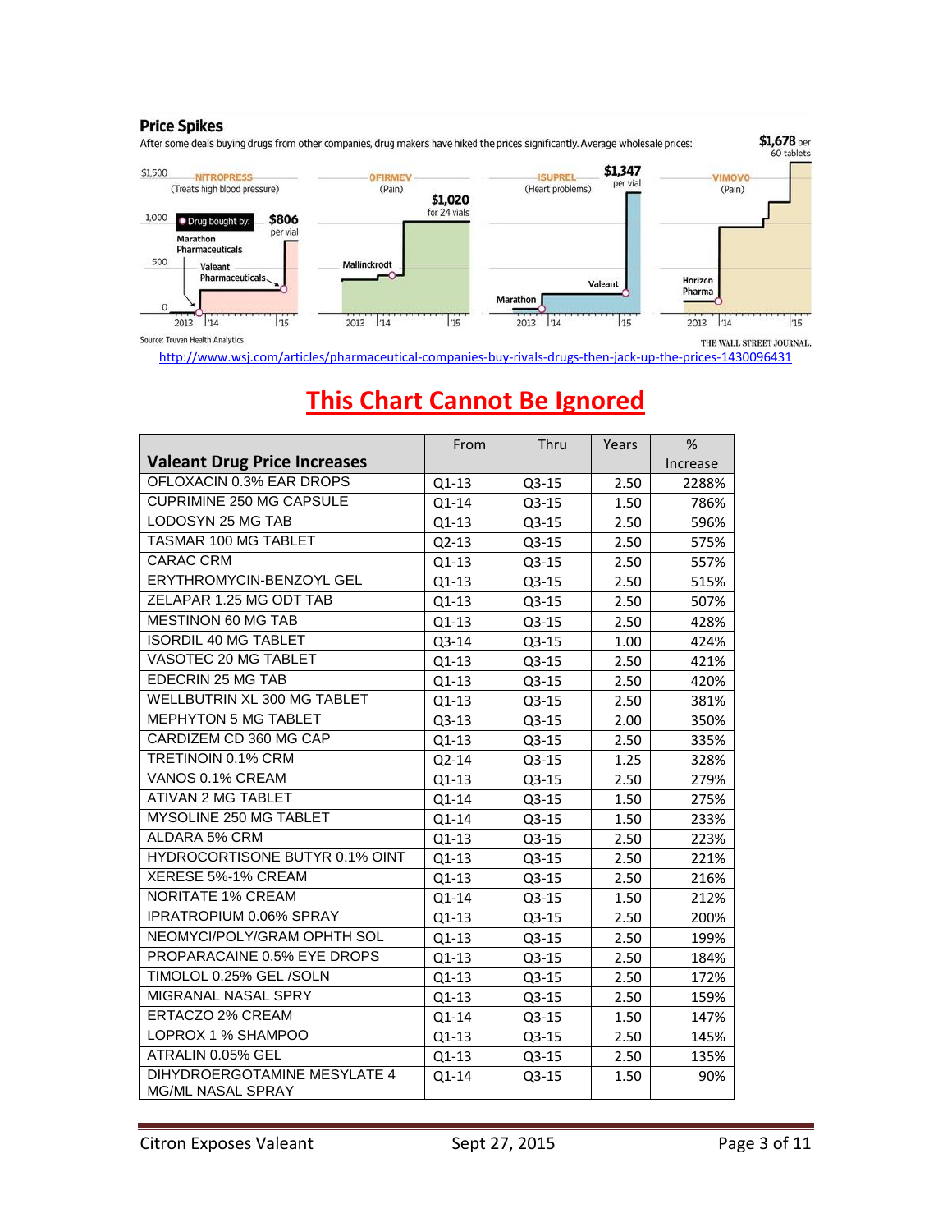**Price Spikes**

After some deals buying drugs from other companies, drug makers have hiked the prices significantly. Average wholesale prices:

NITROPRESS (Treats high blood pressure) — Drug bought by: Marathon Pharmaceuticals, Valeant Pharmaceuticals — $806 per vial

OFIRMEV (Pain) — Mallinckrodt — $1,020 for 24 vials

ISUPREL (Heart problems) — Marathon, Valeant — $1,347 per vial

VIMOVO (Pain) — Horizon Pharma — $1,678 per 60 tablets

Source: Truven Health Analytics

THE WALL STREET JOURNAL.

http://www.wsj.com/articles/pharmaceutical-companies-buy-rivals-drugs-then-jack-up-the-prices-1430096431

## This Chart Cannot Be Ignored

| Valeant Drug Price Increases | From | Thru | Years | % Increase |
|---|---|---|---|---|
| OFLOXACIN 0.3% EAR DROPS | Q1-13 | Q3-15 | 2.50 | 2288% |
| CUPRIMINE 250 MG CAPSULE | Q1-14 | Q3-15 | 1.50 | 786% |
| LODOSYN 25 MG TAB | Q1-13 | Q3-15 | 2.50 | 596% |
| TASMAR 100 MG TABLET | Q2-13 | Q3-15 | 2.50 | 575% |
| CARAC CRM | Q1-13 | Q3-15 | 2.50 | 557% |
| ERYTHROMYCIN-BENZOYL GEL | Q1-13 | Q3-15 | 2.50 | 515% |
| ZELAPAR 1.25 MG ODT TAB | Q1-13 | Q3-15 | 2.50 | 507% |
| MESTINON 60 MG TAB | Q1-13 | Q3-15 | 2.50 | 428% |
| ISORDIL 40 MG TABLET | Q3-14 | Q3-15 | 1.00 | 424% |
| VASOTEC 20 MG TABLET | Q1-13 | Q3-15 | 2.50 | 421% |
| EDECRIN 25 MG TAB | Q1-13 | Q3-15 | 2.50 | 420% |
| WELLBUTRIN XL 300 MG TABLET | Q1-13 | Q3-15 | 2.50 | 381% |
| MEPHYTON 5 MG TABLET | Q3-13 | Q3-15 | 2.00 | 350% |
| CARDIZEM CD 360 MG CAP | Q1-13 | Q3-15 | 2.50 | 335% |
| TRETINOIN 0.1% CRM | Q2-14 | Q3-15 | 1.25 | 328% |
| VANOS 0.1% CREAM | Q1-13 | Q3-15 | 2.50 | 279% |
| ATIVAN 2 MG TABLET | Q1-14 | Q3-15 | 1.50 | 275% |
| MYSOLINE 250 MG TABLET | Q1-14 | Q3-15 | 1.50 | 233% |
| ALDARA 5% CRM | Q1-13 | Q3-15 | 2.50 | 223% |
| HYDROCORTISONE BUTYR 0.1% OINT | Q1-13 | Q3-15 | 2.50 | 221% |
| XERESE 5%-1% CREAM | Q1-13 | Q3-15 | 2.50 | 216% |
| NORITATE 1% CREAM | Q1-14 | Q3-15 | 1.50 | 212% |
| IPRATROPIUM 0.06% SPRAY | Q1-13 | Q3-15 | 2.50 | 200% |
| NEOMYCI/POLY/GRAM OPHTH SOL | Q1-13 | Q3-15 | 2.50 | 199% |
| PROPARACAINE 0.5% EYE DROPS | Q1-13 | Q3-15 | 2.50 | 184% |
| TIMOLOL 0.25% GEL /SOLN | Q1-13 | Q3-15 | 2.50 | 172% |
| MIGRANAL NASAL SPRY | Q1-13 | Q3-15 | 2.50 | 159% |
| ERTACZO 2% CREAM | Q1-14 | Q3-15 | 1.50 | 147% |
| LOPROX 1 % SHAMPOO | Q1-13 | Q3-15 | 2.50 | 145% |
| ATRALIN 0.05% GEL | Q1-13 | Q3-15 | 2.50 | 135% |
| DIHYDROERGOTAMINE MESYLATE 4 MG/ML NASAL SPRAY | Q1-14 | Q3-15 | 1.50 | 90% |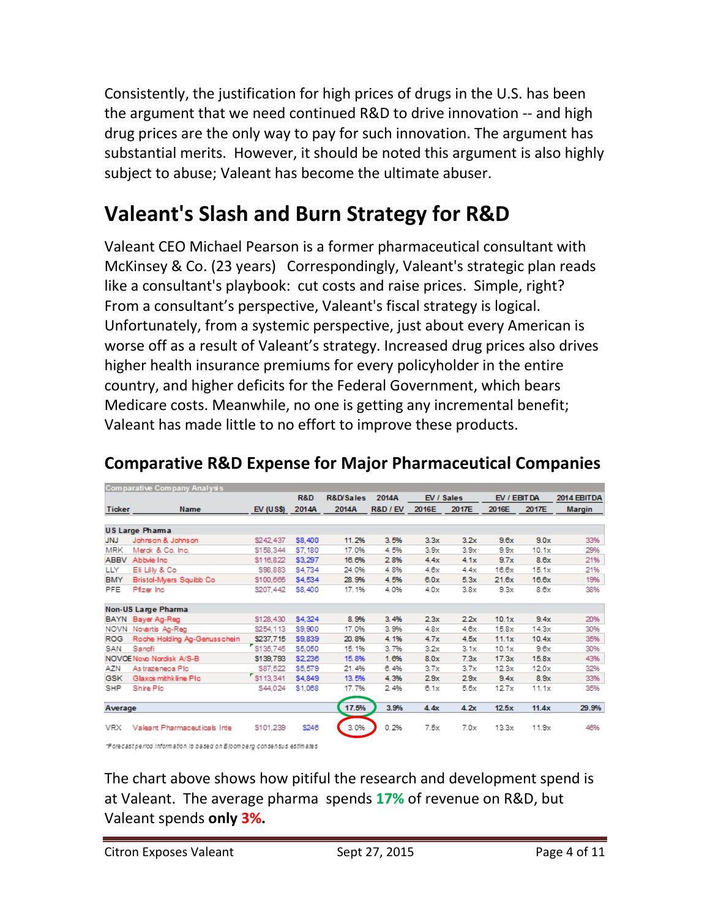Consistently, the justification for high prices of drugs in the U.S. has been the argument that we need continued R&D to drive innovation -- and high drug prices are the only way to pay for such innovation. The argument has substantial merits. However, it should be noted this argument is also highly subject to abuse; Valeant has become the ultimate abuser.

# Valeant's Slash and Burn Strategy for R&D

Valeant CEO Michael Pearson is a former pharmaceutical consultant with McKinsey & Co. (23 years) Correspondingly, Valeant's strategic plan reads like a consultant's playbook: cut costs and raise prices. Simple, right? From a consultant's perspective, Valeant's fiscal strategy is logical. Unfortunately, from a systemic perspective, just about every American is worse off as a result of Valeant's strategy. Increased drug prices also drives higher health insurance premiums for every policyholder in the entire country, and higher deficits for the Federal Government, which bears Medicare costs. Meanwhile, no one is getting any incremental benefit; Valeant has made little to no effort to improve these products.

## Comparative R&D Expense for Major Pharmaceutical Companies

Comparative Company Analysis

| Ticker | Name | EV (US$) | R&D 2014A | R&D/Sales 2014A | 2014A R&D / EV | EV / Sales 2016E | EV / Sales 2017E | EV / EBITDA 2016E | EV / EBITDA 2017E | 2014 EBITDA Margin |
|---|---|---|---|---|---|---|---|---|---|---|
| **US Large Pharma** | | | | | | | | | | |
| JNJ | Johnson & Johnson | $242,437 | $8,400 | 11.2% | 3.5% | 3.3x | 3.2x | 9.6x | 9.0x | 33% |
| MRK | Merck & Co. Inc. | $158,344 | $7,180 | 17.0% | 4.5% | 3.9x | 3.9x | 9.9x | 10.1x | 29% |
| ABBV | Abbvie Inc | $116,822 | $3,297 | 16.6% | 2.8% | 4.4x | 4.1x | 9.7x | 8.6x | 21% |
| LLY | Eli Lilly & Co | $98,883 | $4,734 | 24.0% | 4.8% | 4.6x | 4.4x | 16.6x | 15.1x | 21% |
| BMY | Bristol-Myers Squibb Co | $100,665 | $4,534 | 28.9% | 4.5% | 6.0x | 5.3x | 21.6x | 16.6x | 19% |
| PFE | Pfizer Inc | $207,442 | $8,400 | 17.1% | 4.0% | 4.0x | 3.8x | 9.3x | 8.6x | 38% |
| **Non-US Large Pharma** | | | | | | | | | | |
| BAYN | Bayer Ag-Reg | $128,430 | $4,324 | 8.9% | 3.4% | 2.3x | 2.2x | 10.1x | 9.4x | 20% |
| NOVN | Novartis Ag-Reg | $254,113 | $9,900 | 17.0% | 3.9% | 4.8x | 4.6x | 15.8x | 14.3x | 30% |
| ROG | Roche Holding Ag-Genusschein | $237,715 | $9,839 | 20.8% | 4.1% | 4.7x | 4.5x | 11.1x | 10.4x | 35% |
| SAN | Sanofi | $135,745 | $5,050 | 15.1% | 3.7% | 3.2x | 3.1x | 10.1x | 9.6x | 30% |
| NOVOB | Novo Nordisk A/S-B | $139,793 | $2,236 | 15.8% | 1.6% | 8.0x | 7.3x | 17.3x | 15.8x | 43% |
| AZN | Astrazeneca Plc | $87,522 | $5,579 | 21.4% | 6.4% | 3.7x | 3.7x | 12.3x | 12.0x | 32% |
| GSK | Glaxosmithkline Plc | $113,341 | $4,849 | 13.5% | 4.3% | 2.9x | 2.9x | 9.4x | 8.9x | 33% |
| SHP | Shire Plc | $44,024 | $1,068 | 17.7% | 2.4% | 6.1x | 5.5x | 12.7x | 11.1x | 35% |
| **Average** | | | | **17.5%** | **3.9%** | **4.4x** | **4.2x** | **12.5x** | **11.4x** | **29.9%** |
| VRX | Valeant Pharmaceuticals Inte | $101,239 | $246 | 3.0% | 0.2% | 7.5x | 7.0x | 13.3x | 11.9x | 46% |

*Forecast period information is based on Bloomberg consensus estimates

The chart above shows how pitiful the research and development spend is at Valeant. The average pharma spends **17%** of revenue on R&D, but Valeant spends **only 3%.**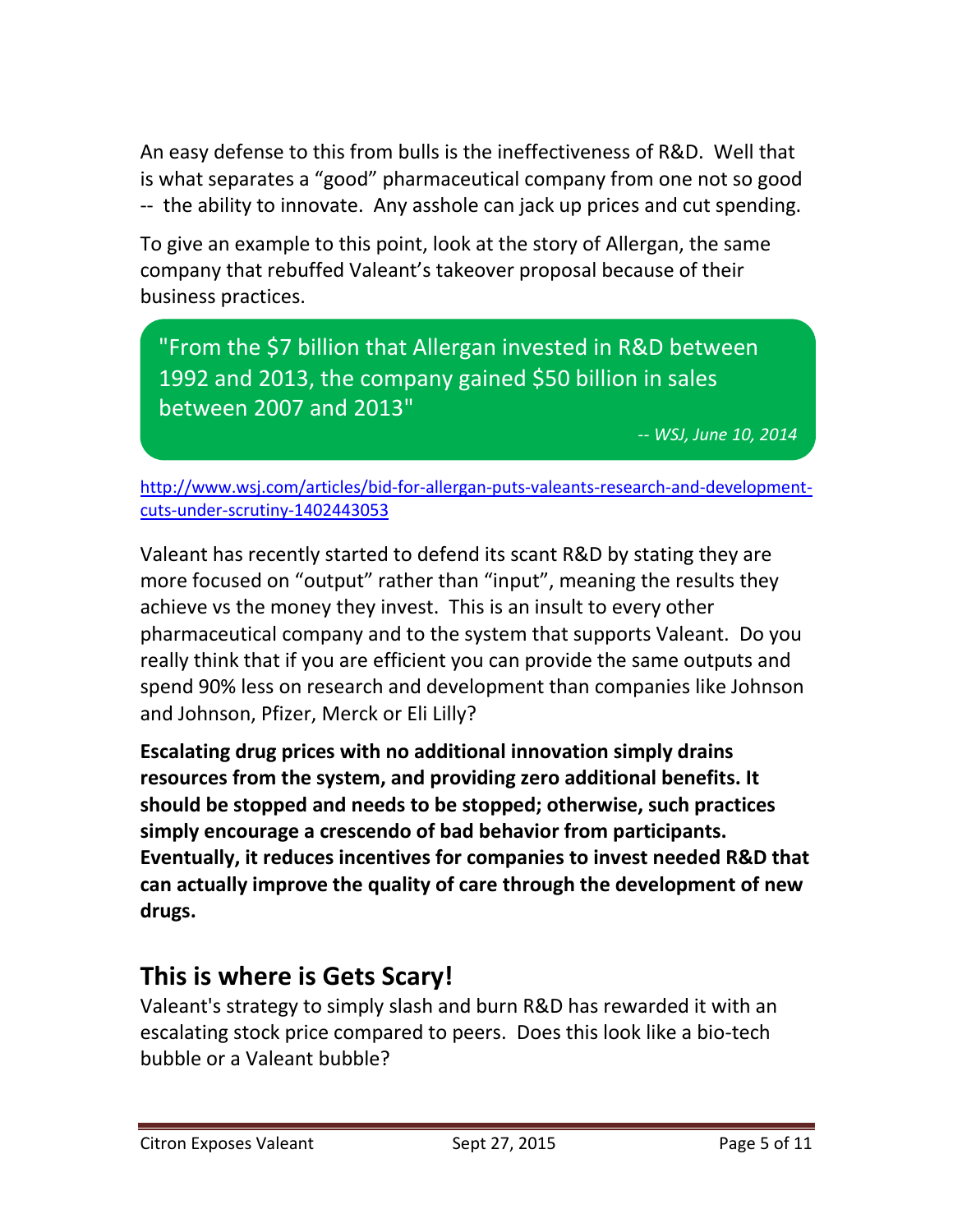An easy defense to this from bulls is the ineffectiveness of R&D. Well that is what separates a "good" pharmaceutical company from one not so good -- the ability to innovate. Any asshole can jack up prices and cut spending.

To give an example to this point, look at the story of Allergan, the same company that rebuffed Valeant's takeover proposal because of their business practices.

> "From the $7 billion that Allergan invested in R&D between 1992 and 2013, the company gained $50 billion in sales between 2007 and 2013"
>
> *-- WSJ, June 10, 2014*

http://www.wsj.com/articles/bid-for-allergan-puts-valeants-research-and-development-cuts-under-scrutiny-1402443053

Valeant has recently started to defend its scant R&D by stating they are more focused on "output" rather than "input", meaning the results they achieve vs the money they invest. This is an insult to every other pharmaceutical company and to the system that supports Valeant. Do you really think that if you are efficient you can provide the same outputs and spend 90% less on research and development than companies like Johnson and Johnson, Pfizer, Merck or Eli Lilly?

**Escalating drug prices with no additional innovation simply drains resources from the system, and providing zero additional benefits. It should be stopped and needs to be stopped; otherwise, such practices simply encourage a crescendo of bad behavior from participants. Eventually, it reduces incentives for companies to invest needed R&D that can actually improve the quality of care through the development of new drugs.**

## This is where is Gets Scary!

Valeant's strategy to simply slash and burn R&D has rewarded it with an escalating stock price compared to peers. Does this look like a bio-tech bubble or a Valeant bubble?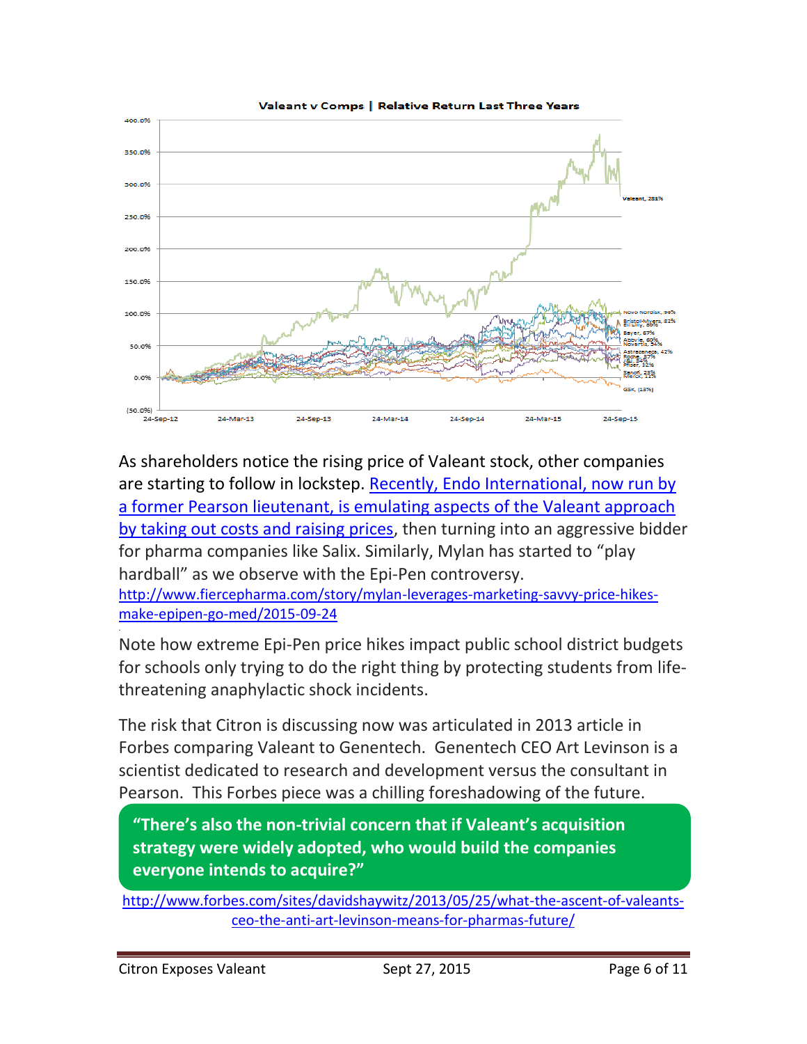As shareholders notice the rising price of Valeant stock, other companies are starting to follow in lockstep. Recently, Endo International, now run by a former Pearson lieutenant, is emulating aspects of the Valeant approach by taking out costs and raising prices, then turning into an aggressive bidder for pharma companies like Salix. Similarly, Mylan has started to "play hardball" as we observe with the Epi-Pen controversy.
http://www.fiercepharma.com/story/mylan-leverages-marketing-savvy-price-hikes-make-epipen-go-med/2015-09-24

Note how extreme Epi-Pen price hikes impact public school district budgets for schools only trying to do the right thing by protecting students from life-threatening anaphylactic shock incidents.

The risk that Citron is discussing now was articulated in 2013 article in Forbes comparing Valeant to Genentech. Genentech CEO Art Levinson is a scientist dedicated to research and development versus the consultant in Pearson. This Forbes piece was a chilling foreshadowing of the future.

> **"There's also the non-trivial concern that if Valeant's acquisition strategy were widely adopted, who would build the companies everyone intends to acquire?"**

http://www.forbes.com/sites/davidshaywitz/2013/05/25/what-the-ascent-of-valeants-ceo-the-anti-art-levinson-means-for-pharmas-future/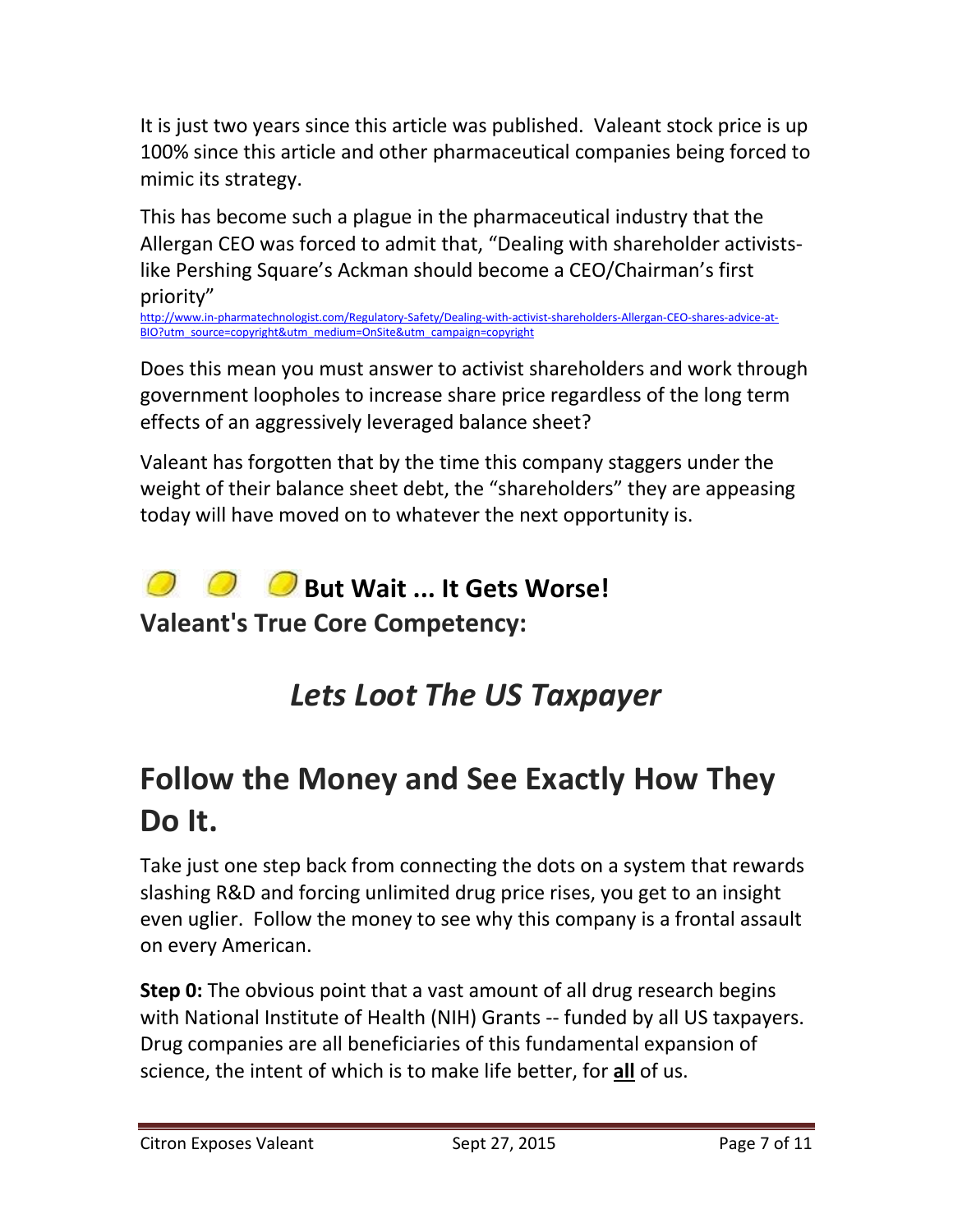It is just two years since this article was published. Valeant stock price is up 100% since this article and other pharmaceutical companies being forced to mimic its strategy.

This has become such a plague in the pharmaceutical industry that the Allergan CEO was forced to admit that, "Dealing with shareholder activists-like Pershing Square's Ackman should become a CEO/Chairman's first priority"
http://www.in-pharmatechnologist.com/Regulatory-Safety/Dealing-with-activist-shareholders-Allergan-CEO-shares-advice-at-BIO?utm_source=copyright&utm_medium=OnSite&utm_campaign=copyright

Does this mean you must answer to activist shareholders and work through government loopholes to increase share price regardless of the long term effects of an aggressively leveraged balance sheet?

Valeant has forgotten that by the time this company staggers under the weight of their balance sheet debt, the "shareholders" they are appeasing today will have moved on to whatever the next opportunity is.

## But Wait ... It Gets Worse!

## Valeant's True Core Competency:

## *Lets Loot The US Taxpayer*

# Follow the Money and See Exactly How They Do It.

Take just one step back from connecting the dots on a system that rewards slashing R&D and forcing unlimited drug price rises, you get to an insight even uglier. Follow the money to see why this company is a frontal assault on every American.

**Step 0:** The obvious point that a vast amount of all drug research begins with National Institute of Health (NIH) Grants -- funded by all US taxpayers. Drug companies are all beneficiaries of this fundamental expansion of science, the intent of which is to make life better, for **all** of us.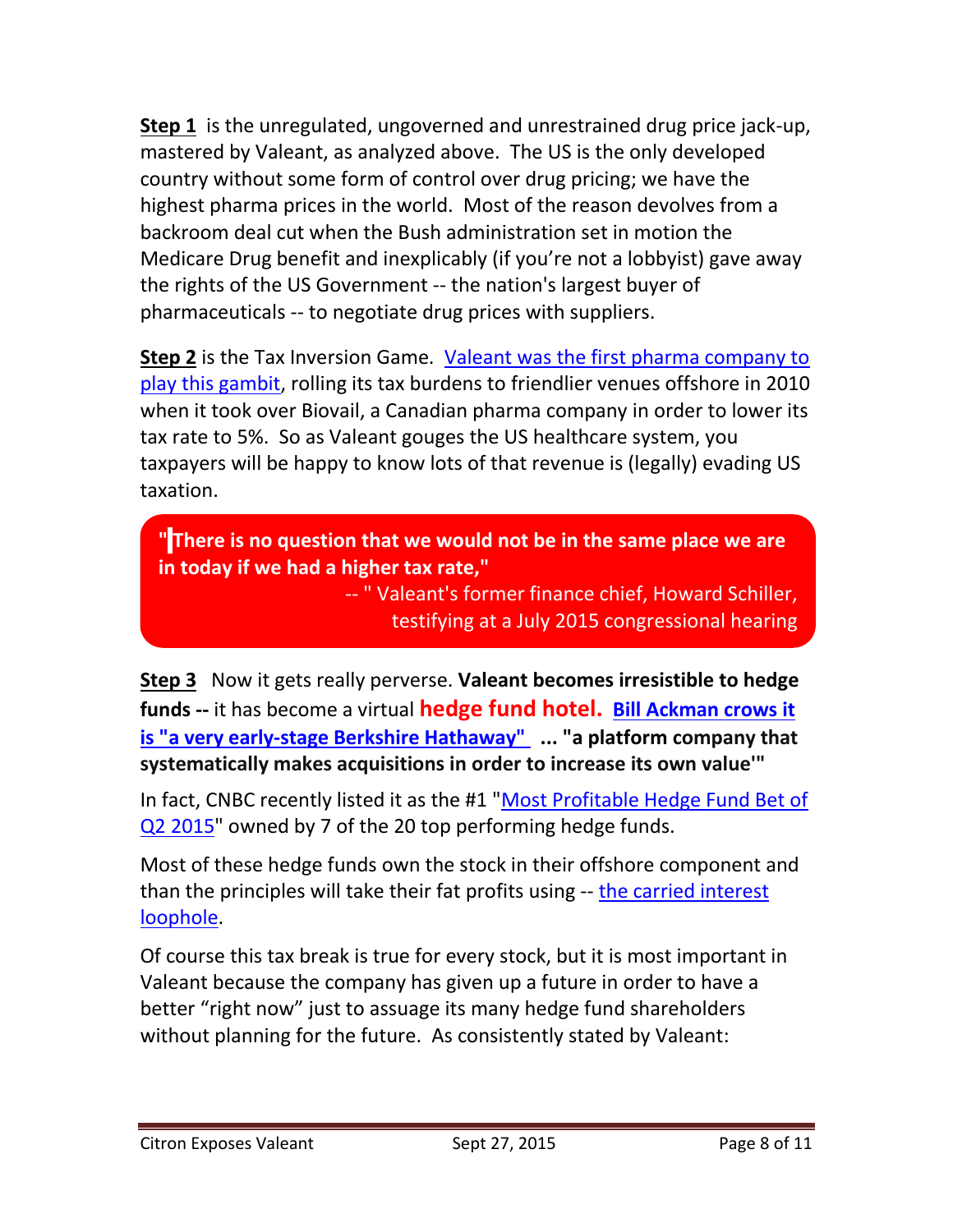**Step 1** is the unregulated, ungoverned and unrestrained drug price jack-up, mastered by Valeant, as analyzed above. The US is the only developed country without some form of control over drug pricing; we have the highest pharma prices in the world. Most of the reason devolves from a backroom deal cut when the Bush administration set in motion the Medicare Drug benefit and inexplicably (if you're not a lobbyist) gave away the rights of the US Government -- the nation's largest buyer of pharmaceuticals -- to negotiate drug prices with suppliers.

**Step 2** is the Tax Inversion Game. Valeant was the first pharma company to play this gambit, rolling its tax burdens to friendlier venues offshore in 2010 when it took over Biovail, a Canadian pharma company in order to lower its tax rate to 5%. So as Valeant gouges the US healthcare system, you taxpayers will be happy to know lots of that revenue is (legally) evading US taxation.

> **"There is no question that we would not be in the same place we are in today if we had a higher tax rate,"**
> -- " Valeant's former finance chief, Howard Schiller, testifying at a July 2015 congressional hearing

**Step 3** Now it gets really perverse. **Valeant becomes irresistible to hedge funds --** it has become a virtual **hedge fund hotel.** **Bill Ackman crows it is "a very early-stage Berkshire Hathaway" ... "a platform company that systematically makes acquisitions in order to increase its own value'"**

In fact, CNBC recently listed it as the #1 "Most Profitable Hedge Fund Bet of Q2 2015" owned by 7 of the 20 top performing hedge funds.

Most of these hedge funds own the stock in their offshore component and than the principles will take their fat profits using -- the carried interest loophole.

Of course this tax break is true for every stock, but it is most important in Valeant because the company has given up a future in order to have a better "right now" just to assuage its many hedge fund shareholders without planning for the future. As consistently stated by Valeant: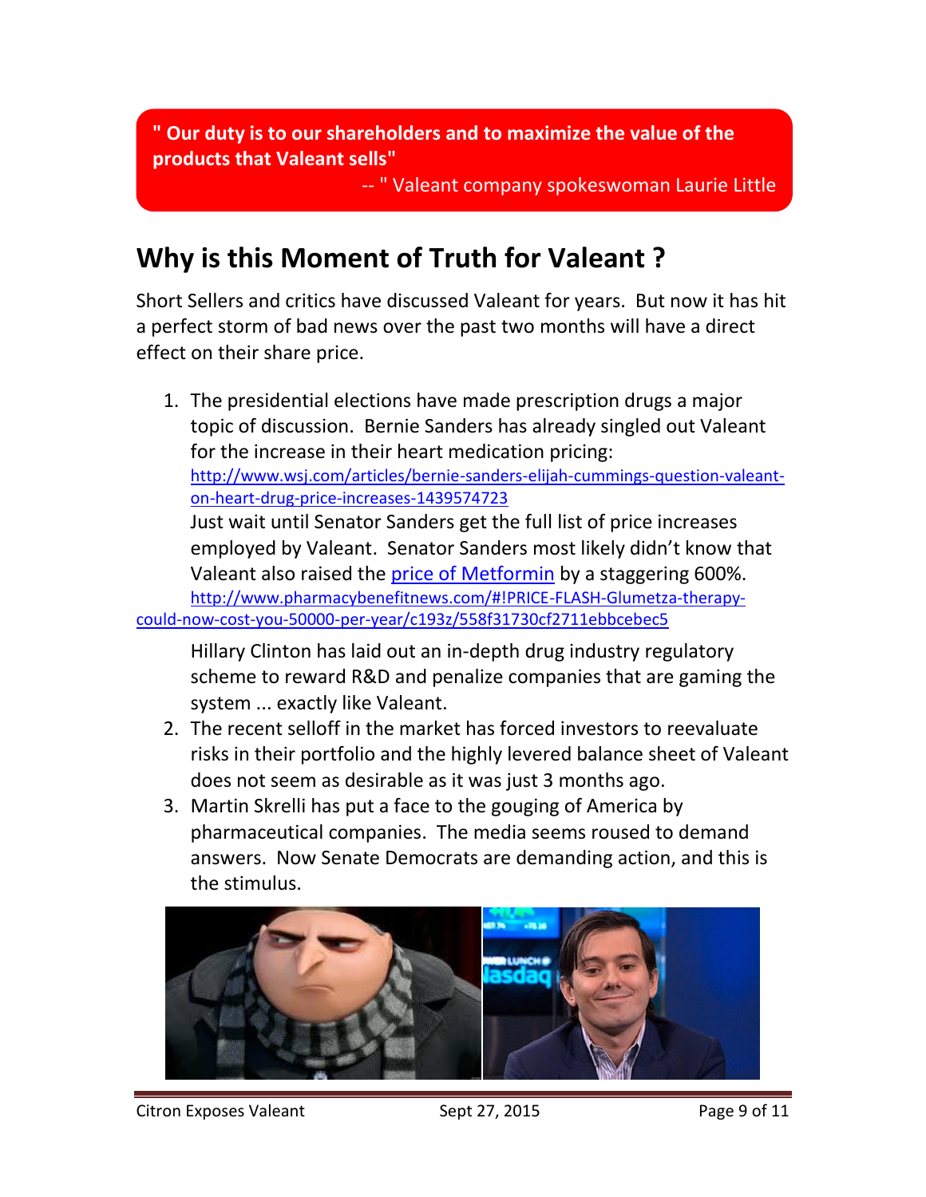**" Our duty is to our shareholders and to maximize the value of the products that Valeant sells"**

-- " Valeant company spokeswoman Laurie Little

## Why is this Moment of Truth for Valeant ?

Short Sellers and critics have discussed Valeant for years. But now it has hit a perfect storm of bad news over the past two months will have a direct effect on their share price.

1. The presidential elections have made prescription drugs a major topic of discussion. Bernie Sanders has already singled out Valeant for the increase in their heart medication pricing: http://www.wsj.com/articles/bernie-sanders-elijah-cummings-question-valeant-on-heart-drug-price-increases-1439574723
   Just wait until Senator Sanders get the full list of price increases employed by Valeant. Senator Sanders most likely didn't know that Valeant also raised the [price of Metformin](http://www.pharmacybenefitnews.com/#!PRICE-FLASH-Glumetza-therapy-could-now-cost-you-50000-per-year/c193z/558f31730cf2711ebbcebec5) by a staggering 600%.
   http://www.pharmacybenefitnews.com/#!PRICE-FLASH-Glumetza-therapy-could-now-cost-you-50000-per-year/c193z/558f31730cf2711ebbcebec5

   Hillary Clinton has laid out an in-depth drug industry regulatory scheme to reward R&D and penalize companies that are gaming the system ... exactly like Valeant.
2. The recent selloff in the market has forced investors to reevaluate risks in their portfolio and the highly levered balance sheet of Valeant does not seem as desirable as it was just 3 months ago.
3. Martin Skrelli has put a face to the gouging of America by pharmaceutical companies. The media seems roused to demand answers. Now Senate Democrats are demanding action, and this is the stimulus.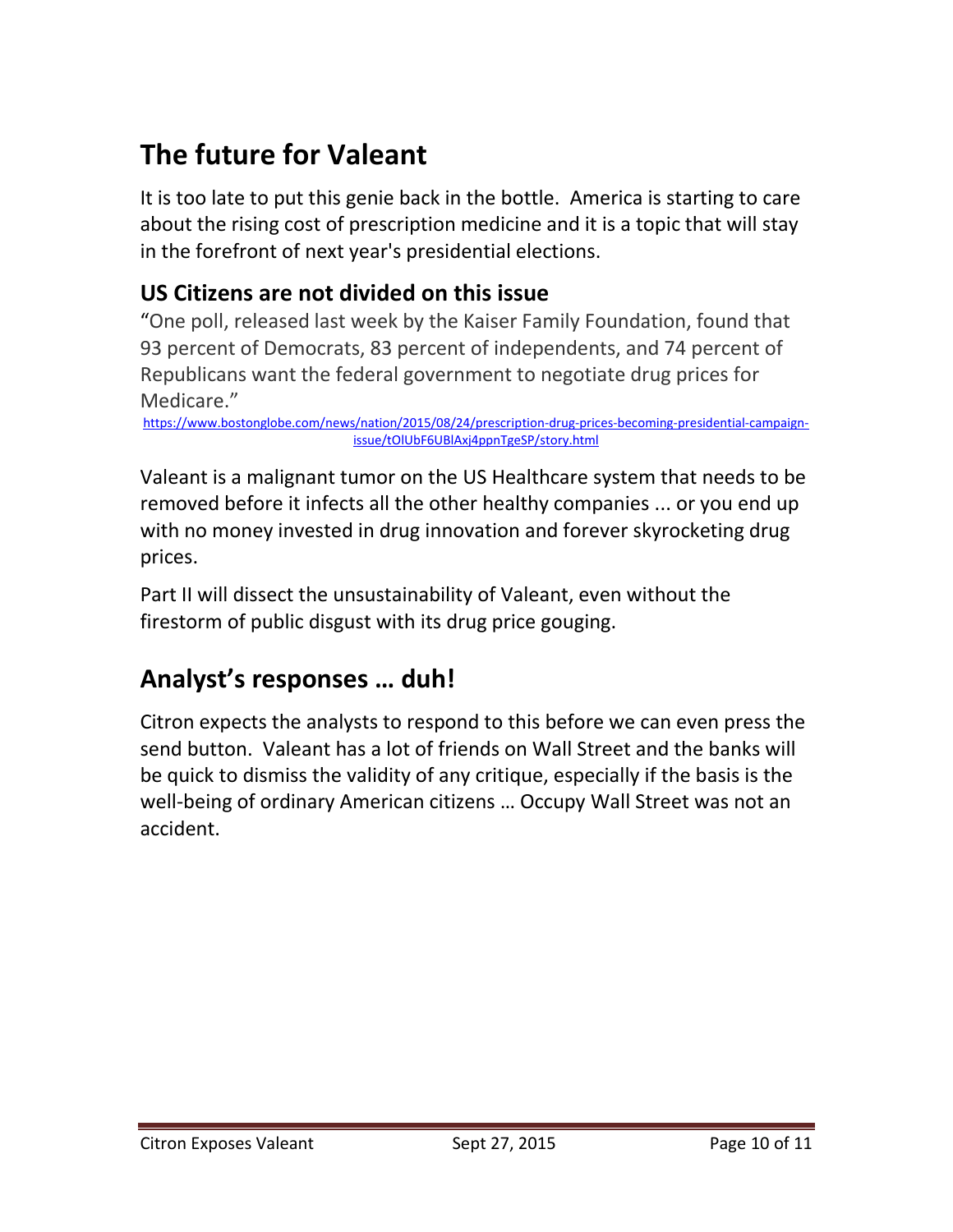# The future for Valeant

It is too late to put this genie back in the bottle. America is starting to care about the rising cost of prescription medicine and it is a topic that will stay in the forefront of next year's presidential elections.

## US Citizens are not divided on this issue

"One poll, released last week by the Kaiser Family Foundation, found that 93 percent of Democrats, 83 percent of independents, and 74 percent of Republicans want the federal government to negotiate drug prices for Medicare."

https://www.bostonglobe.com/news/nation/2015/08/24/prescription-drug-prices-becoming-presidential-campaign-issue/tOlUbF6UBlAxj4ppnTgeSP/story.html

Valeant is a malignant tumor on the US Healthcare system that needs to be removed before it infects all the other healthy companies ... or you end up with no money invested in drug innovation and forever skyrocketing drug prices.

Part II will dissect the unsustainability of Valeant, even without the firestorm of public disgust with its drug price gouging.

# Analyst's responses … duh!

Citron expects the analysts to respond to this before we can even press the send button. Valeant has a lot of friends on Wall Street and the banks will be quick to dismiss the validity of any critique, especially if the basis is the well-being of ordinary American citizens … Occupy Wall Street was not an accident.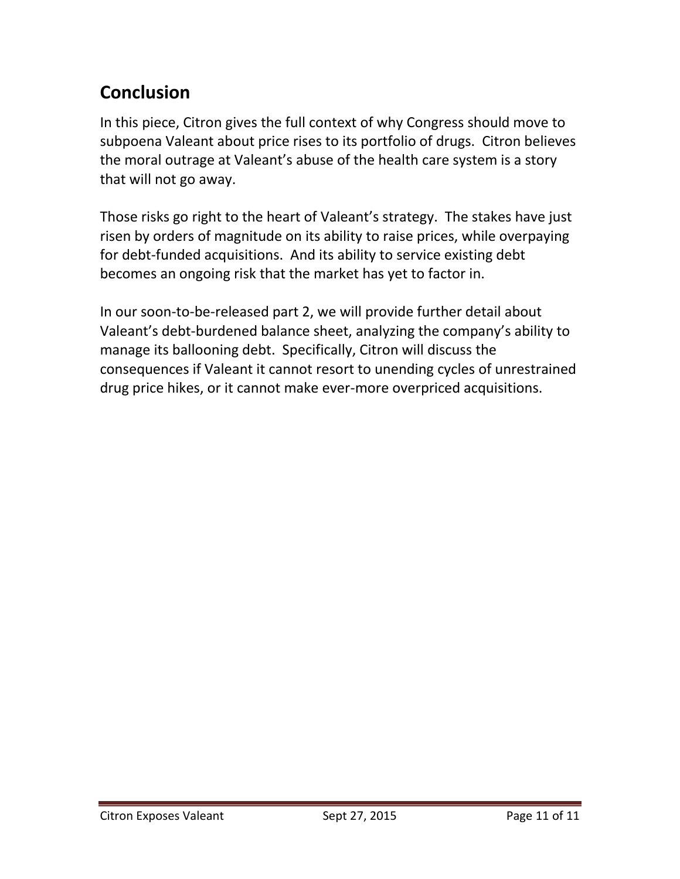## Conclusion

In this piece, Citron gives the full context of why Congress should move to subpoena Valeant about price rises to its portfolio of drugs. Citron believes the moral outrage at Valeant's abuse of the health care system is a story that will not go away.

Those risks go right to the heart of Valeant's strategy. The stakes have just risen by orders of magnitude on its ability to raise prices, while overpaying for debt-funded acquisitions. And its ability to service existing debt becomes an ongoing risk that the market has yet to factor in.

In our soon-to-be-released part 2, we will provide further detail about Valeant's debt-burdened balance sheet, analyzing the company's ability to manage its ballooning debt. Specifically, Citron will discuss the consequences if Valeant it cannot resort to unending cycles of unrestrained drug price hikes, or it cannot make ever-more overpriced acquisitions.